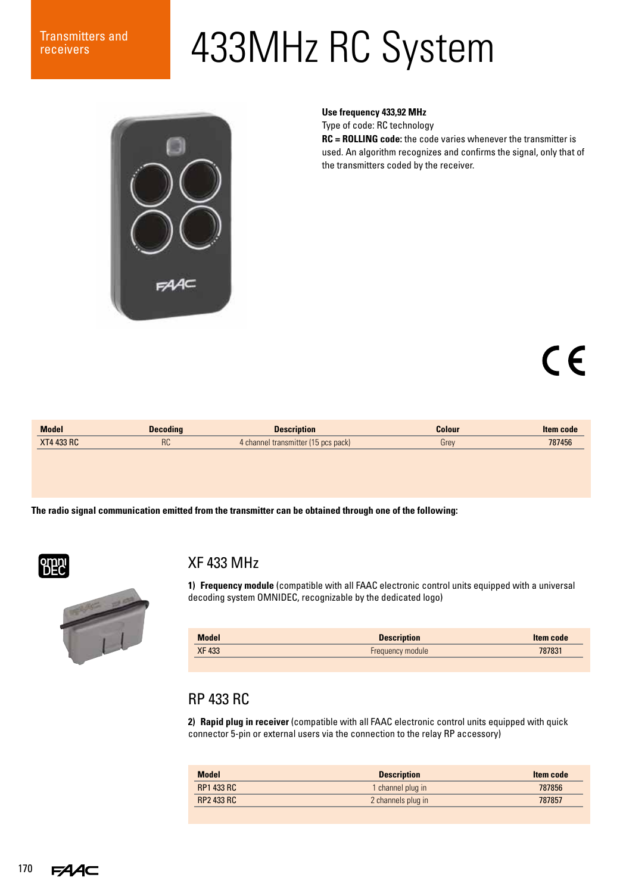Transmitters and receivers

# 433MHz RC System

**Use frequency 433,92 MHz**
Type of code: RC technology
**RC = ROLLING code:** the code varies whenever the transmitter is used. An algorithm recognizes and confirms the signal, only that of the transmitters coded by the receiver.

| Model | Decoding | Description | Colour | Item code |
|---|---|---|---|---|
| XT4 433 RC | RC | 4 channel transmitter (15 pcs pack) | Grey | 787456 |

**The radio signal communication emitted from the transmitter can be obtained through one of the following:**

## XF 433 MHz

**1) Frequency module** (compatible with all FAAC electronic control units equipped with a universal decoding system OMNIDEC, recognizable by the dedicated logo)

| Model | Description | Item code |
|---|---|---|
| XF 433 | Frequency module | 787831 |

## RP 433 RC

**2) Rapid plug in receiver** (compatible with all FAAC electronic control units equipped with quick connector 5-pin or external users via the connection to the relay RP accessory)

| Model | Description | Item code |
|---|---|---|
| RP1 433 RC | 1 channel plug in | 787856 |
| RP2 433 RC | 2 channels plug in | 787857 |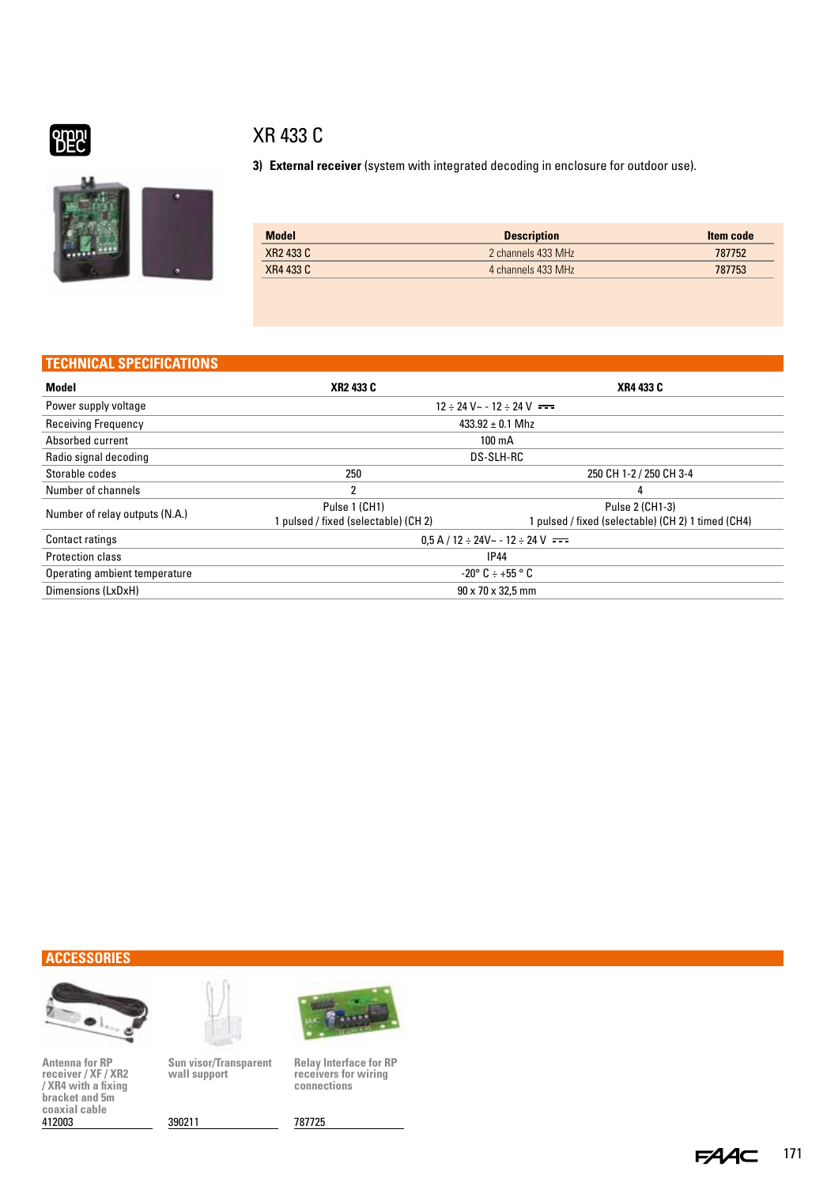# XR 433 C

**3) External receiver** (system with integrated decoding in enclosure for outdoor use).

| Model | Description | Item code |
|---|---|---|
| XR2 433 C | 2 channels 433 MHz | 787752 |
| XR4 433 C | 4 channels 433 MHz | 787753 |

## TECHNICAL SPECIFICATIONS

| Model | XR2 433 C | XR4 433 C |
|---|---|---|
| Power supply voltage | 12 ÷ 24 V~ - 12 ÷ 24 V ⎓ | |
| Receiving Frequency | 433.92 ± 0.1 Mhz | |
| Absorbed current | 100 mA | |
| Radio signal decoding | DS-SLH-RC | |
| Storable codes | 250 | 250 CH 1-2 / 250 CH 3-4 |
| Number of channels | 2 | 4 |
| Number of relay outputs (N.A.) | Pulse 1 (CH1)<br>1 pulsed / fixed (selectable) (CH 2) | Pulse 2 (CH1-3)<br>1 pulsed / fixed (selectable) (CH 2) 1 timed (CH4) |
| Contact ratings | 0,5 A / 12 ÷ 24V~ - 12 ÷ 24 V ⎓ | |
| Protection class | IP44 | |
| Operating ambient temperature | -20° C ÷ +55 ° C | |
| Dimensions (LxDxH) | 90 x 70 x 32,5 mm | |

## ACCESSORIES

Antenna for RP receiver / XF / XR2 / XR4 with a fixing bracket and 5m coaxial cable
412003

Sun visor/Transparent wall support
390211

Relay Interface for RP receivers for wiring connections
787725